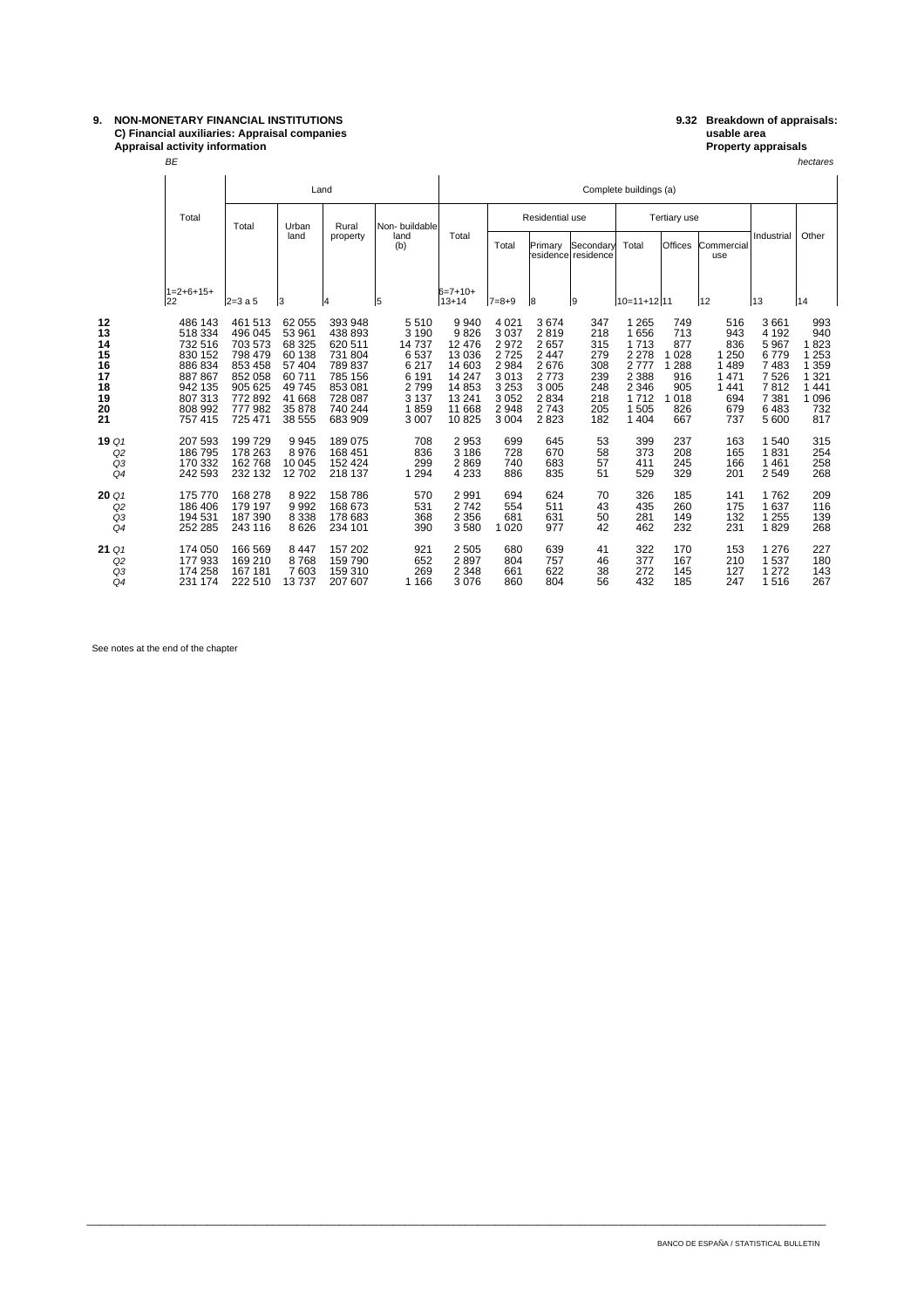**9. NON-MONETARY FINANCIAL INSTITUTIONS**
**C) Financial auxiliaries: Appraisal companies**
**Appraisal activity information**

**9.32 Breakdown of appraisals: usable area**
**Property appraisals**

*BE* *hectares*

| | Total | Land | | | | Complete buildings (a) | | | | | | | | | |
|---|---|---|---|---|---|---|---|---|---|---|---|---|---|---|---|
| | | Total | Urban land | Rural property | Non- buildable land (b) | Total | Residential use | | | Tertiary use | | | Industrial | Other |
| | | | | | | | Total | Primary residence | Secondary residence | Total | Offices | Commercial use | | |
| | 1=2+6+15+ 22 | 2=3 a 5 | 3 | 4 | 5 | 6=7+10+ 13+14 | 7=8+9 | 8 | 9 | 10=11+12 | 11 | 12 | 13 | 14 |
| **12** | 486 143 | 461 513 | 62 055 | 393 948 | 5 510 | 9 940 | 4 021 | 3 674 | 347 | 1 265 | 749 | 516 | 3 661 | 993 |
| **13** | 518 334 | 496 045 | 53 961 | 438 893 | 3 190 | 9 826 | 3 037 | 2 819 | 218 | 1 656 | 713 | 943 | 4 192 | 940 |
| **14** | 732 516 | 703 573 | 68 325 | 620 511 | 14 737 | 12 476 | 2 972 | 2 657 | 315 | 1 713 | 877 | 836 | 5 967 | 1 823 |
| **15** | 830 152 | 798 479 | 60 138 | 731 804 | 6 537 | 13 036 | 2 725 | 2 447 | 279 | 2 278 | 1 028 | 1 250 | 6 779 | 1 253 |
| **16** | 886 834 | 853 458 | 57 404 | 789 837 | 6 217 | 14 603 | 2 984 | 2 676 | 308 | 2 777 | 1 288 | 1 489 | 7 483 | 1 359 |
| **17** | 887 867 | 852 058 | 60 711 | 785 156 | 6 191 | 14 247 | 3 013 | 2 773 | 239 | 2 388 | 916 | 1 471 | 7 526 | 1 321 |
| **18** | 942 135 | 905 625 | 49 745 | 853 081 | 2 799 | 14 853 | 3 253 | 3 005 | 248 | 2 346 | 905 | 1 441 | 7 812 | 1 441 |
| **19** | 807 313 | 772 892 | 41 668 | 728 087 | 3 137 | 13 241 | 3 052 | 2 834 | 218 | 1 712 | 1 018 | 694 | 7 381 | 1 096 |
| **20** | 808 992 | 777 982 | 35 878 | 740 244 | 1 859 | 11 668 | 2 948 | 2 743 | 205 | 1 505 | 826 | 679 | 6 483 | 732 |
| **21** | 757 415 | 725 471 | 38 555 | 683 909 | 3 007 | 10 825 | 3 004 | 2 823 | 182 | 1 404 | 667 | 737 | 5 600 | 817 |
| **19** *Q1* | 207 593 | 199 729 | 9 945 | 189 075 | 708 | 2 953 | 699 | 645 | 53 | 399 | 237 | 163 | 1 540 | 315 |
| *Q2* | 186 795 | 178 263 | 8 976 | 168 451 | 836 | 3 186 | 728 | 670 | 58 | 373 | 208 | 165 | 1 831 | 254 |
| *Q3* | 170 332 | 162 768 | 10 045 | 152 424 | 299 | 2 869 | 740 | 683 | 57 | 411 | 245 | 166 | 1 461 | 258 |
| *Q4* | 242 593 | 232 132 | 12 702 | 218 137 | 1 294 | 4 233 | 886 | 835 | 51 | 529 | 329 | 201 | 2 549 | 268 |
| **20** *Q1* | 175 770 | 168 278 | 8 922 | 158 786 | 570 | 2 991 | 694 | 624 | 70 | 326 | 185 | 141 | 1 762 | 209 |
| *Q2* | 186 406 | 179 197 | 9 992 | 168 673 | 531 | 2 742 | 554 | 511 | 43 | 435 | 260 | 175 | 1 637 | 116 |
| *Q3* | 194 531 | 187 390 | 8 338 | 178 683 | 368 | 2 356 | 681 | 631 | 50 | 281 | 149 | 132 | 1 255 | 139 |
| *Q4* | 252 285 | 243 116 | 8 626 | 234 101 | 390 | 3 580 | 1 020 | 977 | 42 | 462 | 232 | 231 | 1 829 | 268 |
| **21** *Q1* | 174 050 | 166 569 | 8 447 | 157 202 | 921 | 2 505 | 680 | 639 | 41 | 322 | 170 | 153 | 1 276 | 227 |
| *Q2* | 177 933 | 169 210 | 8 768 | 159 790 | 652 | 2 897 | 804 | 757 | 46 | 377 | 167 | 210 | 1 537 | 180 |
| *Q3* | 174 258 | 167 181 | 7 603 | 159 310 | 269 | 2 348 | 661 | 622 | 38 | 272 | 145 | 127 | 1 272 | 143 |
| *Q4* | 231 174 | 222 510 | 13 737 | 207 607 | 1 166 | 3 076 | 860 | 804 | 56 | 432 | 185 | 247 | 1 516 | 267 |

See notes at the end of the chapter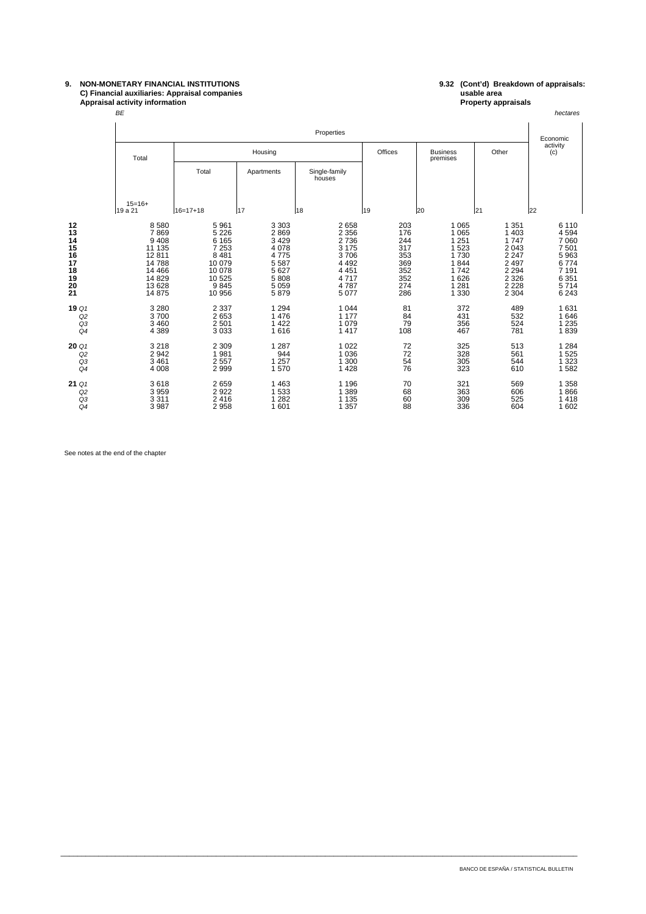**9. NON-MONETARY FINANCIAL INSTITUTIONS**
**C) Financial auxiliaries: Appraisal companies**
**Appraisal activity information**

**9.32 (Cont'd) Breakdown of appraisals: usable area**
**Property appraisals**

*BE* *hectares*

| | Properties | | | | | | | Economic activity (c) |
|---|---|---|---|---|---|---|---|---|
| | Total | Housing | | | Offices | Business premises | Other | |
| | | Total | Apartments | Single-family houses | | | | |
| | 15=16+ 19 a 21 | 16=17+18 | 17 | 18 | 19 | 20 | 21 | 22 |
| **12** | 8 580 | 5 961 | 3 303 | 2 658 | 203 | 1 065 | 1 351 | 6 110 |
| **13** | 7 869 | 5 226 | 2 869 | 2 356 | 176 | 1 065 | 1 403 | 4 594 |
| **14** | 9 408 | 6 165 | 3 429 | 2 736 | 244 | 1 251 | 1 747 | 7 060 |
| **15** | 11 135 | 7 253 | 4 078 | 3 175 | 317 | 1 523 | 2 043 | 7 501 |
| **16** | 12 811 | 8 481 | 4 775 | 3 706 | 353 | 1 730 | 2 247 | 5 963 |
| **17** | 14 788 | 10 079 | 5 587 | 4 492 | 369 | 1 844 | 2 497 | 6 774 |
| **18** | 14 466 | 10 078 | 5 627 | 4 451 | 352 | 1 742 | 2 294 | 7 191 |
| **19** | 14 829 | 10 525 | 5 808 | 4 717 | 352 | 1 626 | 2 326 | 6 351 |
| **20** | 13 628 | 9 845 | 5 059 | 4 787 | 274 | 1 281 | 2 228 | 5 714 |
| **21** | 14 875 | 10 956 | 5 879 | 5 077 | 286 | 1 330 | 2 304 | 6 243 |
| **19** *Q1* | 3 280 | 2 337 | 1 294 | 1 044 | 81 | 372 | 489 | 1 631 |
| *Q2* | 3 700 | 2 653 | 1 476 | 1 177 | 84 | 431 | 532 | 1 646 |
| *Q3* | 3 460 | 2 501 | 1 422 | 1 079 | 79 | 356 | 524 | 1 235 |
| *Q4* | 4 389 | 3 033 | 1 616 | 1 417 | 108 | 467 | 781 | 1 839 |
| **20** *Q1* | 3 218 | 2 309 | 1 287 | 1 022 | 72 | 325 | 513 | 1 284 |
| *Q2* | 2 942 | 1 981 | 944 | 1 036 | 72 | 328 | 561 | 1 525 |
| *Q3* | 3 461 | 2 557 | 1 257 | 1 300 | 54 | 305 | 544 | 1 323 |
| *Q4* | 4 008 | 2 999 | 1 570 | 1 428 | 76 | 323 | 610 | 1 582 |
| **21** *Q1* | 3 618 | 2 659 | 1 463 | 1 196 | 70 | 321 | 569 | 1 358 |
| *Q2* | 3 959 | 2 922 | 1 533 | 1 389 | 68 | 363 | 606 | 1 866 |
| *Q3* | 3 311 | 2 416 | 1 282 | 1 135 | 60 | 309 | 525 | 1 418 |
| *Q4* | 3 987 | 2 958 | 1 601 | 1 357 | 88 | 336 | 604 | 1 602 |

See notes at the end of the chapter